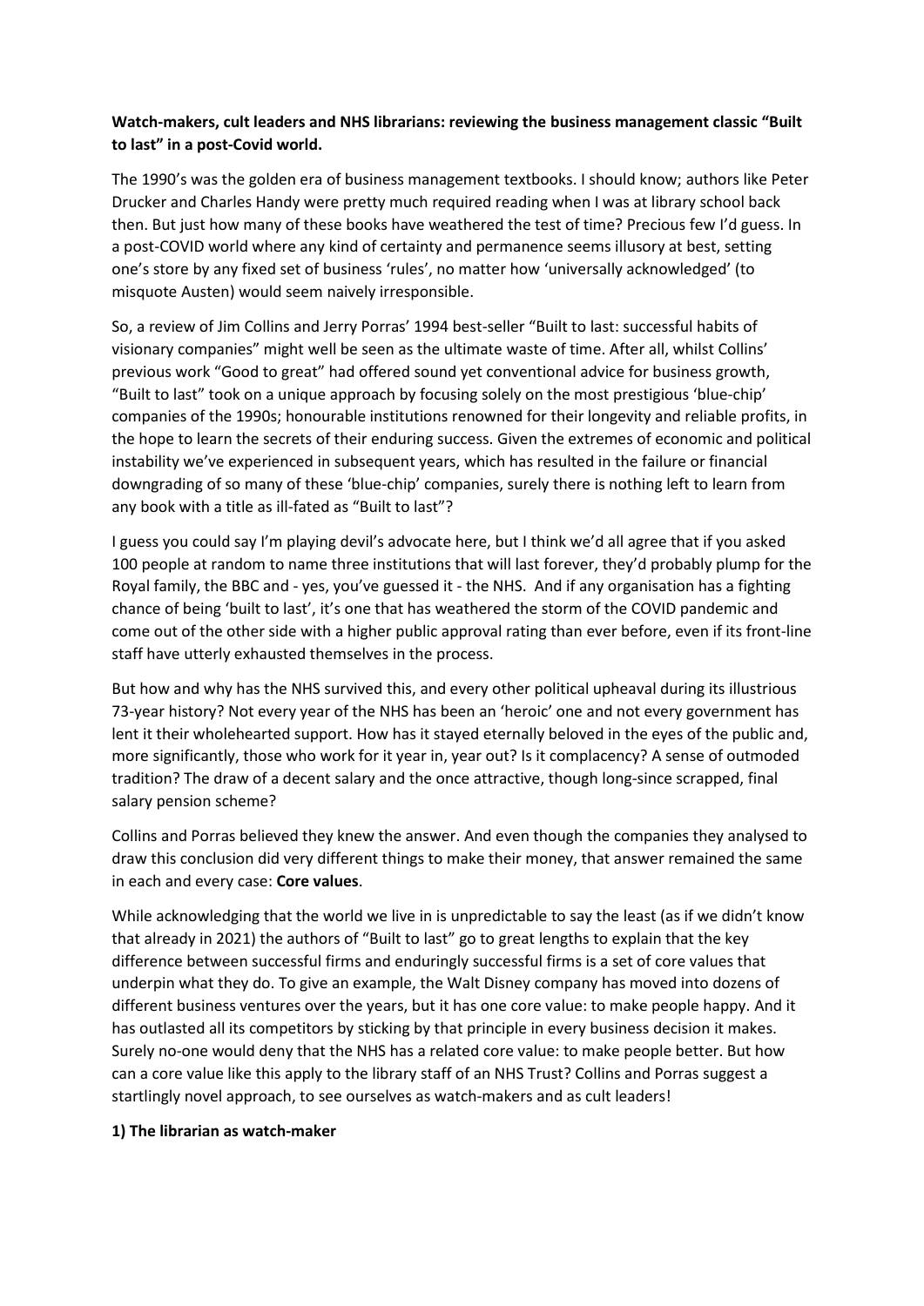**Watch-makers, cult leaders and NHS librarians: reviewing the business management classic "Built to last" in a post-Covid world.**

The 1990's was the golden era of business management textbooks. I should know; authors like Peter Drucker and Charles Handy were pretty much required reading when I was at library school back then. But just how many of these books have weathered the test of time? Precious few I'd guess. In a post-COVID world where any kind of certainty and permanence seems illusory at best, setting one's store by any fixed set of business 'rules', no matter how 'universally acknowledged' (to misquote Austen) would seem naively irresponsible.

So, a review of Jim Collins and Jerry Porras' 1994 best-seller "Built to last: successful habits of visionary companies" might well be seen as the ultimate waste of time. After all, whilst Collins' previous work "Good to great" had offered sound yet conventional advice for business growth, "Built to last" took on a unique approach by focusing solely on the most prestigious 'blue-chip' companies of the 1990s; honourable institutions renowned for their longevity and reliable profits, in the hope to learn the secrets of their enduring success. Given the extremes of economic and political instability we've experienced in subsequent years, which has resulted in the failure or financial downgrading of so many of these 'blue-chip' companies, surely there is nothing left to learn from any book with a title as ill-fated as "Built to last"?

I guess you could say I'm playing devil's advocate here, but I think we'd all agree that if you asked 100 people at random to name three institutions that will last forever, they'd probably plump for the Royal family, the BBC and - yes, you've guessed it - the NHS. And if any organisation has a fighting chance of being 'built to last', it's one that has weathered the storm of the COVID pandemic and come out of the other side with a higher public approval rating than ever before, even if its front-line staff have utterly exhausted themselves in the process.

But how and why has the NHS survived this, and every other political upheaval during its illustrious 73-year history? Not every year of the NHS has been an 'heroic' one and not every government has lent it their wholehearted support. How has it stayed eternally beloved in the eyes of the public and, more significantly, those who work for it year in, year out? Is it complacency? A sense of outmoded tradition? The draw of a decent salary and the once attractive, though long-since scrapped, final salary pension scheme?

Collins and Porras believed they knew the answer. And even though the companies they analysed to draw this conclusion did very different things to make their money, that answer remained the same in each and every case: **Core values**.

While acknowledging that the world we live in is unpredictable to say the least (as if we didn't know that already in 2021) the authors of "Built to last" go to great lengths to explain that the key difference between successful firms and enduringly successful firms is a set of core values that underpin what they do. To give an example, the Walt Disney company has moved into dozens of different business ventures over the years, but it has one core value: to make people happy. And it has outlasted all its competitors by sticking by that principle in every business decision it makes. Surely no-one would deny that the NHS has a related core value: to make people better. But how can a core value like this apply to the library staff of an NHS Trust? Collins and Porras suggest a startlingly novel approach, to see ourselves as watch-makers and as cult leaders!

**1) The librarian as watch-maker**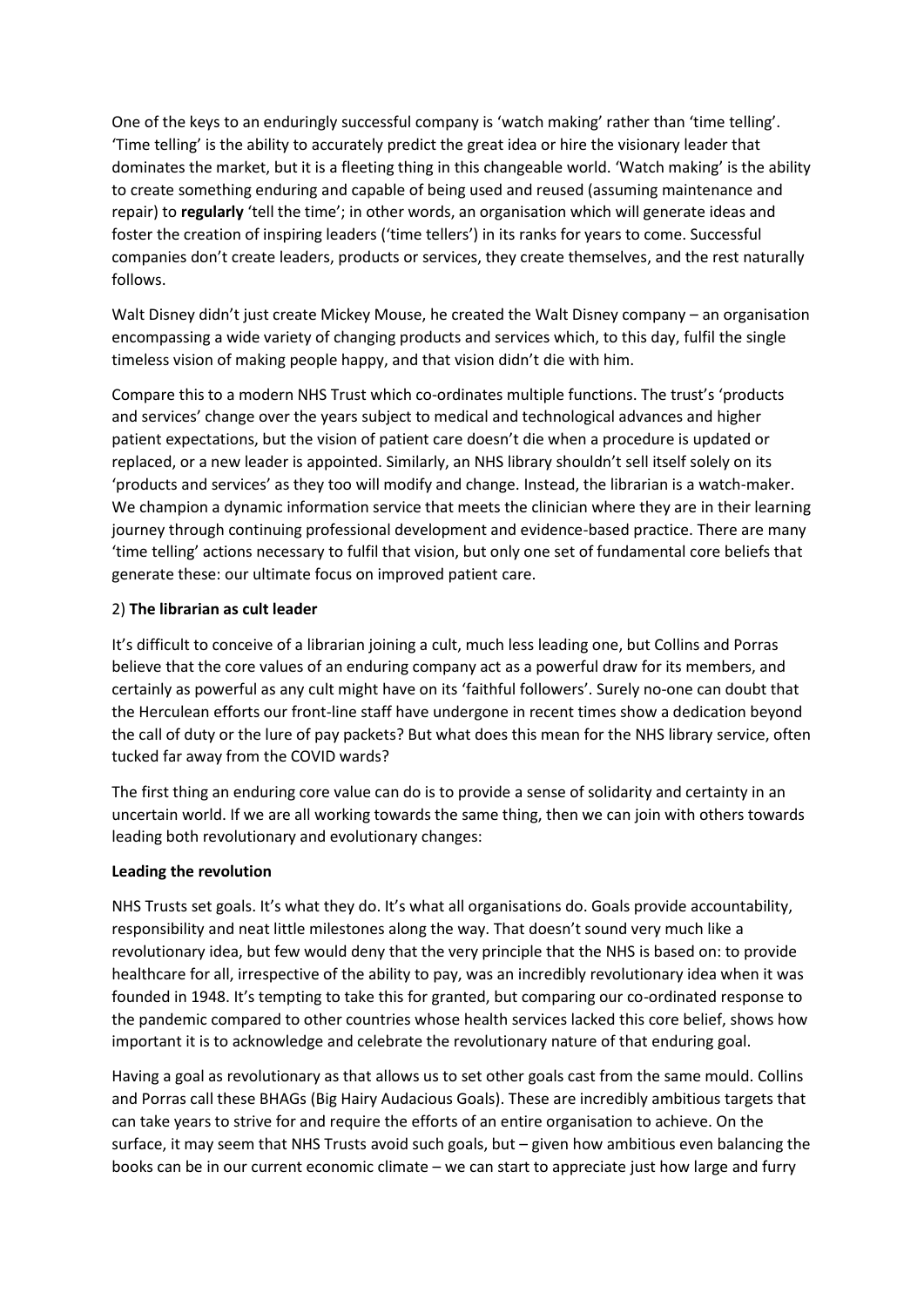One of the keys to an enduringly successful company is 'watch making' rather than 'time telling'. 'Time telling' is the ability to accurately predict the great idea or hire the visionary leader that dominates the market, but it is a fleeting thing in this changeable world. 'Watch making' is the ability to create something enduring and capable of being used and reused (assuming maintenance and repair) to **regularly** 'tell the time'; in other words, an organisation which will generate ideas and foster the creation of inspiring leaders ('time tellers') in its ranks for years to come. Successful companies don't create leaders, products or services, they create themselves, and the rest naturally follows.

Walt Disney didn't just create Mickey Mouse, he created the Walt Disney company – an organisation encompassing a wide variety of changing products and services which, to this day, fulfil the single timeless vision of making people happy, and that vision didn't die with him.

Compare this to a modern NHS Trust which co-ordinates multiple functions. The trust's 'products and services' change over the years subject to medical and technological advances and higher patient expectations, but the vision of patient care doesn't die when a procedure is updated or replaced, or a new leader is appointed. Similarly, an NHS library shouldn't sell itself solely on its 'products and services' as they too will modify and change. Instead, the librarian is a watch-maker. We champion a dynamic information service that meets the clinician where they are in their learning journey through continuing professional development and evidence-based practice. There are many 'time telling' actions necessary to fulfil that vision, but only one set of fundamental core beliefs that generate these: our ultimate focus on improved patient care.

2) **The librarian as cult leader**

It's difficult to conceive of a librarian joining a cult, much less leading one, but Collins and Porras believe that the core values of an enduring company act as a powerful draw for its members, and certainly as powerful as any cult might have on its 'faithful followers'. Surely no-one can doubt that the Herculean efforts our front-line staff have undergone in recent times show a dedication beyond the call of duty or the lure of pay packets? But what does this mean for the NHS library service, often tucked far away from the COVID wards?

The first thing an enduring core value can do is to provide a sense of solidarity and certainty in an uncertain world. If we are all working towards the same thing, then we can join with others towards leading both revolutionary and evolutionary changes:

**Leading the revolution**

NHS Trusts set goals. It's what they do. It's what all organisations do. Goals provide accountability, responsibility and neat little milestones along the way. That doesn't sound very much like a revolutionary idea, but few would deny that the very principle that the NHS is based on: to provide healthcare for all, irrespective of the ability to pay, was an incredibly revolutionary idea when it was founded in 1948. It's tempting to take this for granted, but comparing our co-ordinated response to the pandemic compared to other countries whose health services lacked this core belief, shows how important it is to acknowledge and celebrate the revolutionary nature of that enduring goal.

Having a goal as revolutionary as that allows us to set other goals cast from the same mould. Collins and Porras call these BHAGs (Big Hairy Audacious Goals). These are incredibly ambitious targets that can take years to strive for and require the efforts of an entire organisation to achieve. On the surface, it may seem that NHS Trusts avoid such goals, but – given how ambitious even balancing the books can be in our current economic climate – we can start to appreciate just how large and furry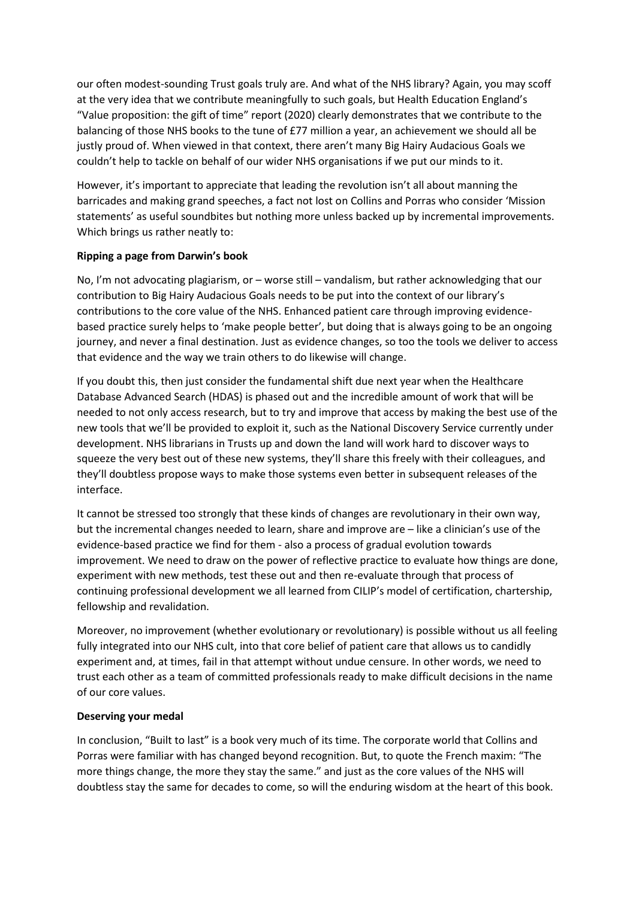our often modest-sounding Trust goals truly are. And what of the NHS library? Again, you may scoff at the very idea that we contribute meaningfully to such goals, but Health Education England's "Value proposition: the gift of time" report (2020) clearly demonstrates that we contribute to the balancing of those NHS books to the tune of £77 million a year, an achievement we should all be justly proud of. When viewed in that context, there aren't many Big Hairy Audacious Goals we couldn't help to tackle on behalf of our wider NHS organisations if we put our minds to it.

However, it's important to appreciate that leading the revolution isn't all about manning the barricades and making grand speeches, a fact not lost on Collins and Porras who consider 'Mission statements' as useful soundbites but nothing more unless backed up by incremental improvements. Which brings us rather neatly to:

**Ripping a page from Darwin's book**

No, I'm not advocating plagiarism, or – worse still – vandalism, but rather acknowledging that our contribution to Big Hairy Audacious Goals needs to be put into the context of our library's contributions to the core value of the NHS. Enhanced patient care through improving evidence-based practice surely helps to 'make people better', but doing that is always going to be an ongoing journey, and never a final destination. Just as evidence changes, so too the tools we deliver to access that evidence and the way we train others to do likewise will change.

If you doubt this, then just consider the fundamental shift due next year when the Healthcare Database Advanced Search (HDAS) is phased out and the incredible amount of work that will be needed to not only access research, but to try and improve that access by making the best use of the new tools that we'll be provided to exploit it, such as the National Discovery Service currently under development. NHS librarians in Trusts up and down the land will work hard to discover ways to squeeze the very best out of these new systems, they'll share this freely with their colleagues, and they'll doubtless propose ways to make those systems even better in subsequent releases of the interface.

It cannot be stressed too strongly that these kinds of changes are revolutionary in their own way, but the incremental changes needed to learn, share and improve are – like a clinician's use of the evidence-based practice we find for them - also a process of gradual evolution towards improvement. We need to draw on the power of reflective practice to evaluate how things are done, experiment with new methods, test these out and then re-evaluate through that process of continuing professional development we all learned from CILIP's model of certification, chartership, fellowship and revalidation.

Moreover, no improvement (whether evolutionary or revolutionary) is possible without us all feeling fully integrated into our NHS cult, into that core belief of patient care that allows us to candidly experiment and, at times, fail in that attempt without undue censure. In other words, we need to trust each other as a team of committed professionals ready to make difficult decisions in the name of our core values.

**Deserving your medal**

In conclusion, "Built to last" is a book very much of its time. The corporate world that Collins and Porras were familiar with has changed beyond recognition. But, to quote the French maxim: "The more things change, the more they stay the same." and just as the core values of the NHS will doubtless stay the same for decades to come, so will the enduring wisdom at the heart of this book.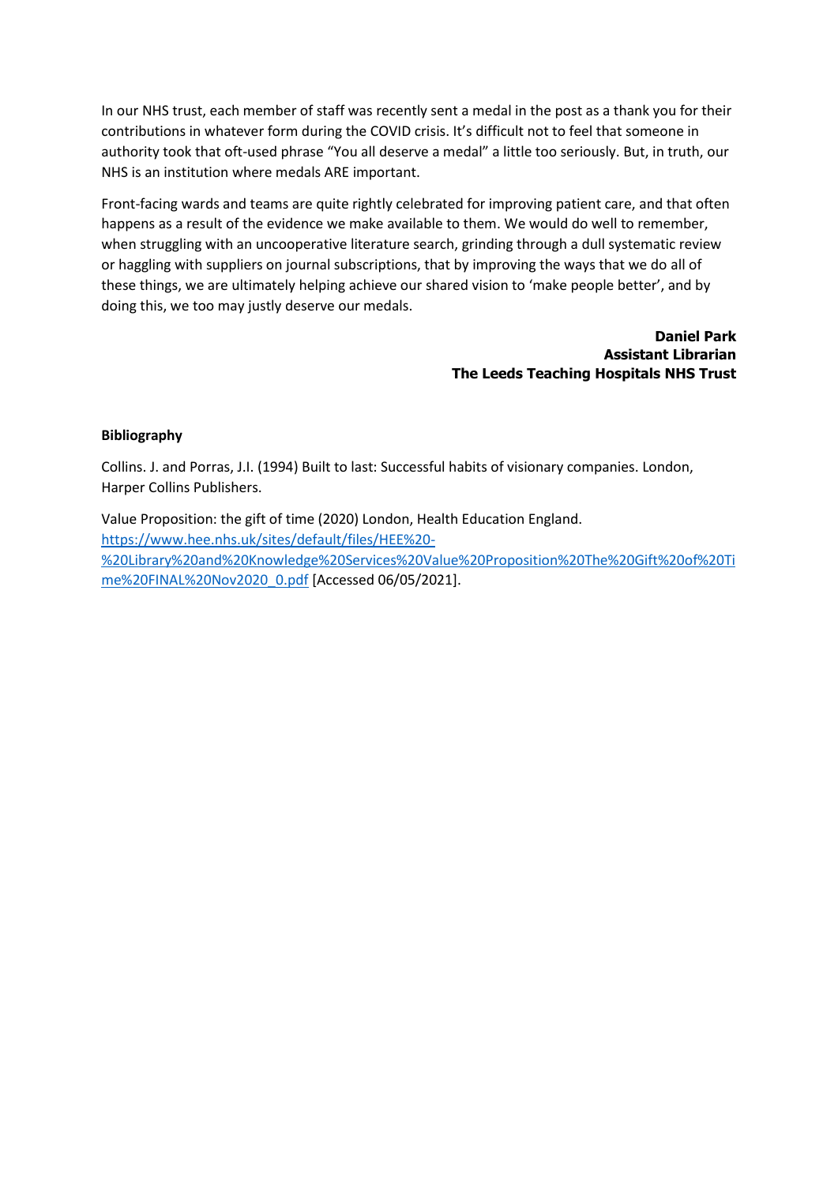In our NHS trust, each member of staff was recently sent a medal in the post as a thank you for their contributions in whatever form during the COVID crisis. It's difficult not to feel that someone in authority took that oft-used phrase "You all deserve a medal" a little too seriously. But, in truth, our NHS is an institution where medals ARE important.

Front-facing wards and teams are quite rightly celebrated for improving patient care, and that often happens as a result of the evidence we make available to them. We would do well to remember, when struggling with an uncooperative literature search, grinding through a dull systematic review or haggling with suppliers on journal subscriptions, that by improving the ways that we do all of these things, we are ultimately helping achieve our shared vision to 'make people better', and by doing this, we too may justly deserve our medals.

**Daniel Park**
**Assistant Librarian**
**The Leeds Teaching Hospitals NHS Trust**

**Bibliography**

Collins. J. and Porras, J.I. (1994) Built to last: Successful habits of visionary companies. London, Harper Collins Publishers.

Value Proposition: the gift of time (2020) London, Health Education England. https://www.hee.nhs.uk/sites/default/files/HEE%20-%20Library%20and%20Knowledge%20Services%20Value%20Proposition%20The%20Gift%20of%20Time%20FINAL%20Nov2020_0.pdf [Accessed 06/05/2021].